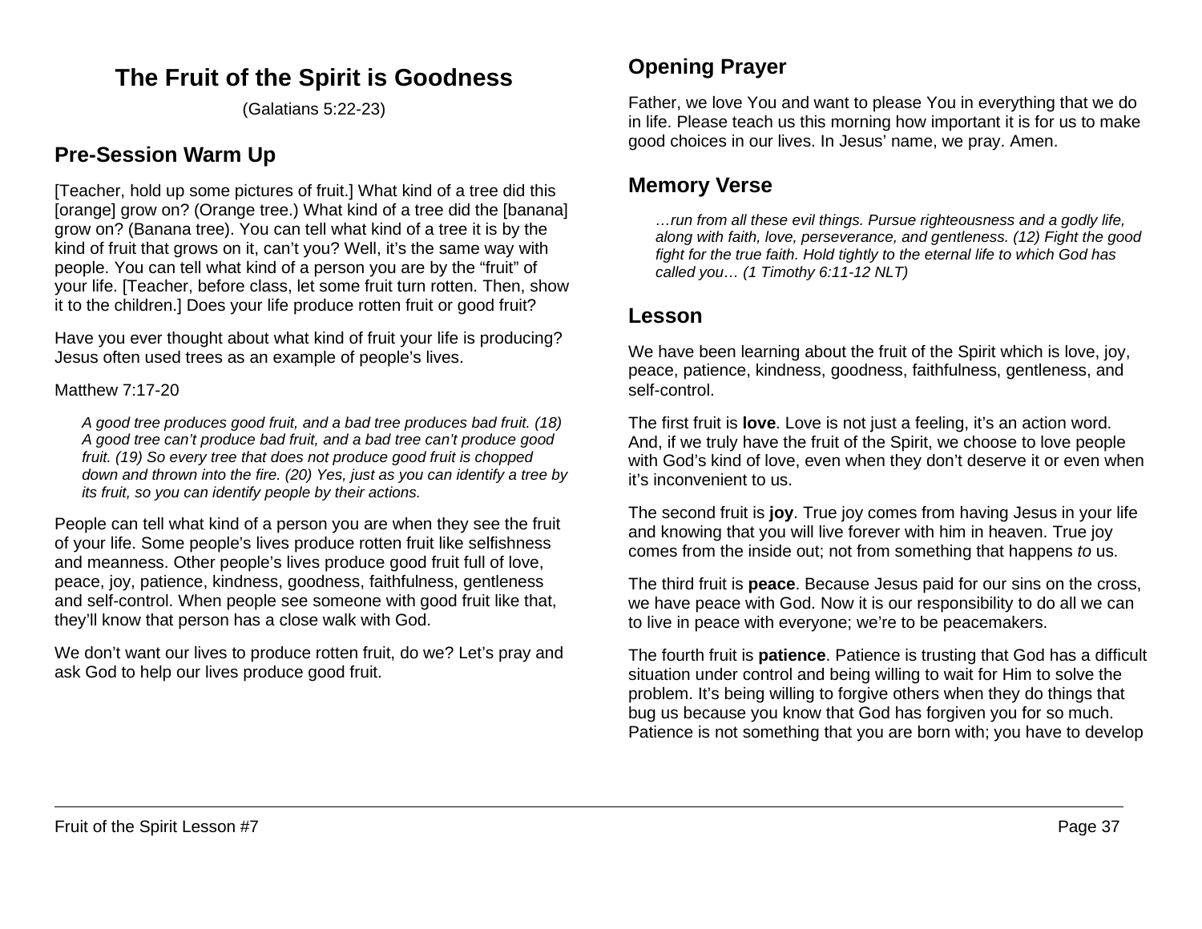# The Fruit of the Spirit is Goodness

(Galatians 5:22-23)

## Pre-Session Warm Up

[Teacher, hold up some pictures of fruit.] What kind of a tree did this [orange] grow on? (Orange tree.) What kind of a tree did the [banana] grow on? (Banana tree). You can tell what kind of a tree it is by the kind of fruit that grows on it, can't you? Well, it's the same way with people. You can tell what kind of a person you are by the "fruit" of your life. [Teacher, before class, let some fruit turn rotten. Then, show it to the children.] Does your life produce rotten fruit or good fruit?

Have you ever thought about what kind of fruit your life is producing? Jesus often used trees as an example of people's lives.

Matthew 7:17-20

> *A good tree produces good fruit, and a bad tree produces bad fruit. (18) A good tree can't produce bad fruit, and a bad tree can't produce good fruit. (19) So every tree that does not produce good fruit is chopped down and thrown into the fire. (20) Yes, just as you can identify a tree by its fruit, so you can identify people by their actions.*

People can tell what kind of a person you are when they see the fruit of your life. Some people's lives produce rotten fruit like selfishness and meanness. Other people's lives produce good fruit full of love, peace, joy, patience, kindness, goodness, faithfulness, gentleness and self-control. When people see someone with good fruit like that, they'll know that person has a close walk with God.

We don't want our lives to produce rotten fruit, do we? Let's pray and ask God to help our lives produce good fruit.

## Opening Prayer

Father, we love You and want to please You in everything that we do in life. Please teach us this morning how important it is for us to make good choices in our lives. In Jesus' name, we pray. Amen.

## Memory Verse

> *…run from all these evil things. Pursue righteousness and a godly life, along with faith, love, perseverance, and gentleness. (12) Fight the good fight for the true faith. Hold tightly to the eternal life to which God has called you… (1 Timothy 6:11-12 NLT)*

## Lesson

We have been learning about the fruit of the Spirit which is love, joy, peace, patience, kindness, goodness, faithfulness, gentleness, and self-control.

The first fruit is **love**. Love is not just a feeling, it's an action word. And, if we truly have the fruit of the Spirit, we choose to love people with God's kind of love, even when they don't deserve it or even when it's inconvenient to us.

The second fruit is **joy**. True joy comes from having Jesus in your life and knowing that you will live forever with him in heaven. True joy comes from the inside out; not from something that happens *to* us.

The third fruit is **peace**. Because Jesus paid for our sins on the cross, we have peace with God. Now it is our responsibility to do all we can to live in peace with everyone; we're to be peacemakers.

The fourth fruit is **patience**. Patience is trusting that God has a difficult situation under control and being willing to wait for Him to solve the problem. It's being willing to forgive others when they do things that bug us because you know that God has forgiven you for so much. Patience is not something that you are born with; you have to develop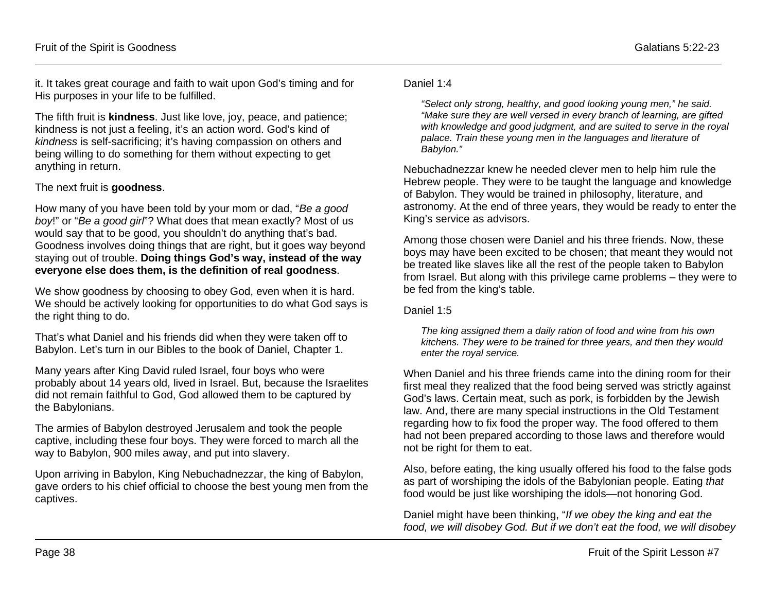it. It takes great courage and faith to wait upon God's timing and for His purposes in your life to be fulfilled.

The fifth fruit is **kindness**. Just like love, joy, peace, and patience; kindness is not just a feeling, it's an action word. God's kind of *kindness* is self-sacrificing; it's having compassion on others and being willing to do something for them without expecting to get anything in return.

The next fruit is **goodness**.

How many of you have been told by your mom or dad, "*Be a good boy*!" or "*Be a good girl*"? What does that mean exactly? Most of us would say that to be good, you shouldn't do anything that's bad. Goodness involves doing things that are right, but it goes way beyond staying out of trouble. **Doing things God's way, instead of the way everyone else does them, is the definition of real goodness**.

We show goodness by choosing to obey God, even when it is hard. We should be actively looking for opportunities to do what God says is the right thing to do.

That's what Daniel and his friends did when they were taken off to Babylon. Let's turn in our Bibles to the book of Daniel, Chapter 1.

Many years after King David ruled Israel, four boys who were probably about 14 years old, lived in Israel. But, because the Israelites did not remain faithful to God, God allowed them to be captured by the Babylonians.

The armies of Babylon destroyed Jerusalem and took the people captive, including these four boys. They were forced to march all the way to Babylon, 900 miles away, and put into slavery.

Upon arriving in Babylon, King Nebuchadnezzar, the king of Babylon, gave orders to his chief official to choose the best young men from the captives.

Daniel 1:4

> *"Select only strong, healthy, and good looking young men," he said. "Make sure they are well versed in every branch of learning, are gifted with knowledge and good judgment, and are suited to serve in the royal palace. Train these young men in the languages and literature of Babylon."*

Nebuchadnezzar knew he needed clever men to help him rule the Hebrew people. They were to be taught the language and knowledge of Babylon. They would be trained in philosophy, literature, and astronomy. At the end of three years, they would be ready to enter the King's service as advisors.

Among those chosen were Daniel and his three friends. Now, these boys may have been excited to be chosen; that meant they would not be treated like slaves like all the rest of the people taken to Babylon from Israel. But along with this privilege came problems – they were to be fed from the king's table.

Daniel 1:5

> *The king assigned them a daily ration of food and wine from his own kitchens. They were to be trained for three years, and then they would enter the royal service.*

When Daniel and his three friends came into the dining room for their first meal they realized that the food being served was strictly against God's laws. Certain meat, such as pork, is forbidden by the Jewish law. And, there are many special instructions in the Old Testament regarding how to fix food the proper way. The food offered to them had not been prepared according to those laws and therefore would not be right for them to eat.

Also, before eating, the king usually offered his food to the false gods as part of worshiping the idols of the Babylonian people. Eating *that* food would be just like worshiping the idols—not honoring God.

Daniel might have been thinking, "*If we obey the king and eat the food, we will disobey God. But if we don't eat the food, we will disobey*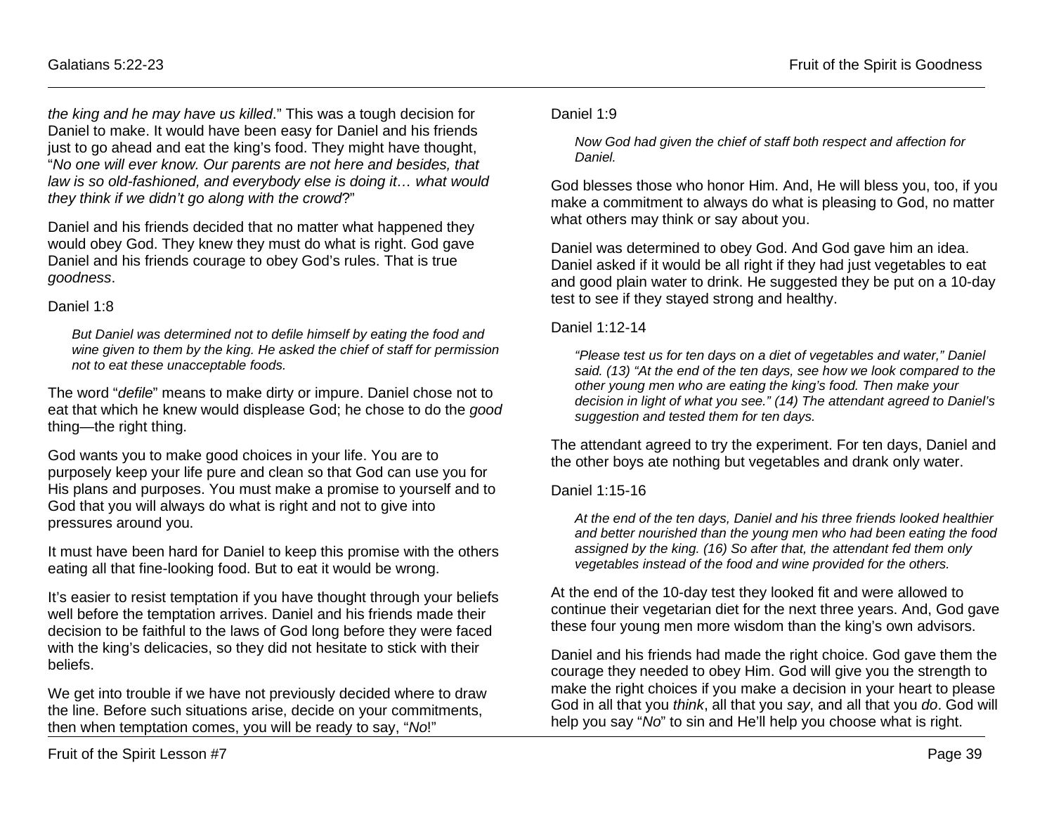*the king and he may have us killed*." This was a tough decision for Daniel to make. It would have been easy for Daniel and his friends just to go ahead and eat the king's food. They might have thought, "*No one will ever know. Our parents are not here and besides, that law is so old-fashioned, and everybody else is doing it… what would they think if we didn't go along with the crowd*?"

Daniel and his friends decided that no matter what happened they would obey God. They knew they must do what is right. God gave Daniel and his friends courage to obey God's rules. That is true *goodness*.

Daniel 1:8

> *But Daniel was determined not to defile himself by eating the food and wine given to them by the king. He asked the chief of staff for permission not to eat these unacceptable foods.*

The word "*defile*" means to make dirty or impure. Daniel chose not to eat that which he knew would displease God; he chose to do the *good* thing—the right thing.

God wants you to make good choices in your life. You are to purposely keep your life pure and clean so that God can use you for His plans and purposes. You must make a promise to yourself and to God that you will always do what is right and not to give into pressures around you.

It must have been hard for Daniel to keep this promise with the others eating all that fine-looking food. But to eat it would be wrong.

It's easier to resist temptation if you have thought through your beliefs well before the temptation arrives. Daniel and his friends made their decision to be faithful to the laws of God long before they were faced with the king's delicacies, so they did not hesitate to stick with their beliefs.

We get into trouble if we have not previously decided where to draw the line. Before such situations arise, decide on your commitments, then when temptation comes, you will be ready to say, "*No*!"

Daniel 1:9

> *Now God had given the chief of staff both respect and affection for Daniel.*

God blesses those who honor Him. And, He will bless you, too, if you make a commitment to always do what is pleasing to God, no matter what others may think or say about you.

Daniel was determined to obey God. And God gave him an idea. Daniel asked if it would be all right if they had just vegetables to eat and good plain water to drink. He suggested they be put on a 10-day test to see if they stayed strong and healthy.

Daniel 1:12-14

> *"Please test us for ten days on a diet of vegetables and water," Daniel said. (13) "At the end of the ten days, see how we look compared to the other young men who are eating the king's food. Then make your decision in light of what you see." (14) The attendant agreed to Daniel's suggestion and tested them for ten days.*

The attendant agreed to try the experiment. For ten days, Daniel and the other boys ate nothing but vegetables and drank only water.

Daniel 1:15-16

> *At the end of the ten days, Daniel and his three friends looked healthier and better nourished than the young men who had been eating the food assigned by the king. (16) So after that, the attendant fed them only vegetables instead of the food and wine provided for the others.*

At the end of the 10-day test they looked fit and were allowed to continue their vegetarian diet for the next three years. And, God gave these four young men more wisdom than the king's own advisors.

Daniel and his friends had made the right choice. God gave them the courage they needed to obey Him. God will give you the strength to make the right choices if you make a decision in your heart to please God in all that you *think*, all that you *say*, and all that you *do*. God will help you say "*No*" to sin and He'll help you choose what is right.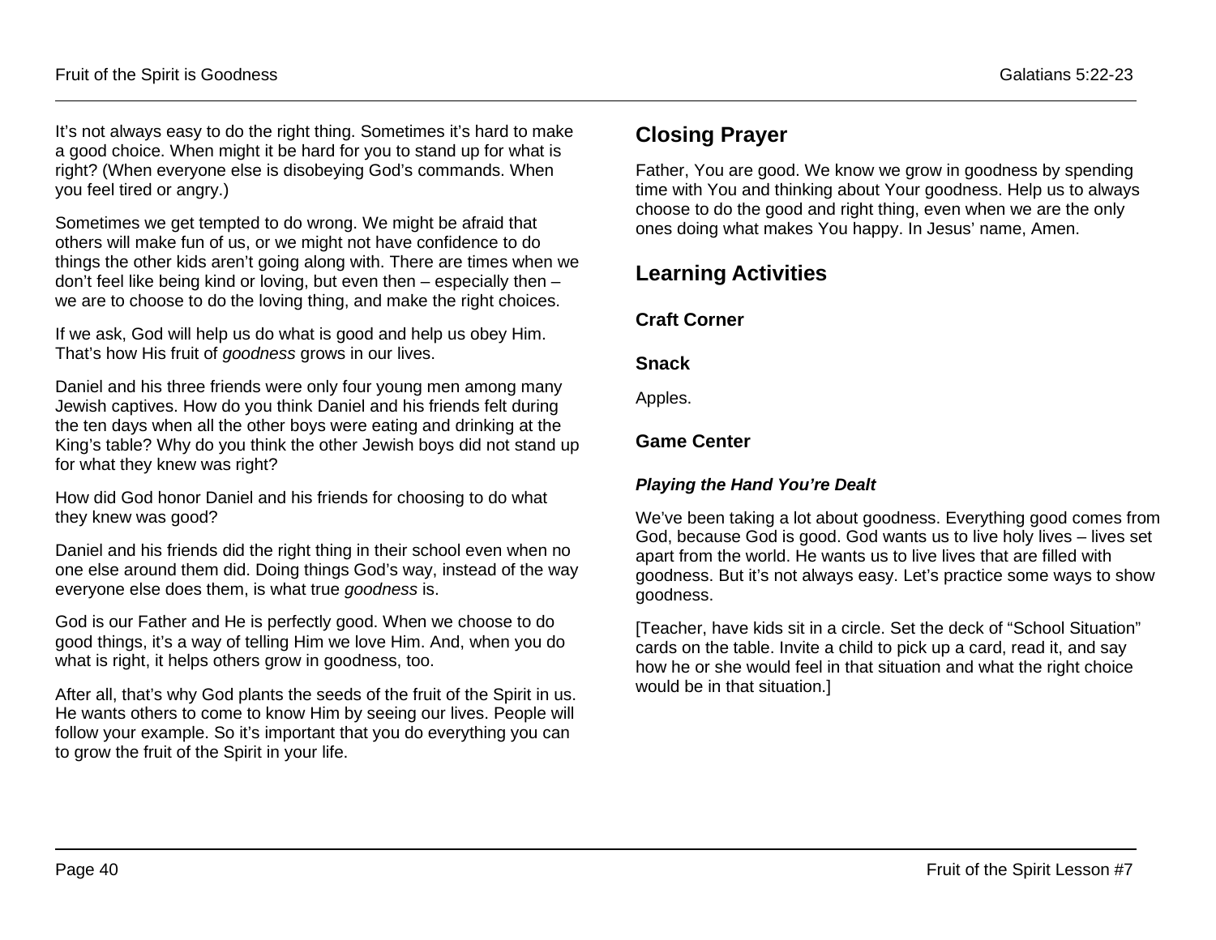It's not always easy to do the right thing. Sometimes it's hard to make a good choice. When might it be hard for you to stand up for what is right? (When everyone else is disobeying God's commands. When you feel tired or angry.)

Sometimes we get tempted to do wrong. We might be afraid that others will make fun of us, or we might not have confidence to do things the other kids aren't going along with. There are times when we don't feel like being kind or loving, but even then – especially then – we are to choose to do the loving thing, and make the right choices.

If we ask, God will help us do what is good and help us obey Him. That's how His fruit of *goodness* grows in our lives.

Daniel and his three friends were only four young men among many Jewish captives. How do you think Daniel and his friends felt during the ten days when all the other boys were eating and drinking at the King's table? Why do you think the other Jewish boys did not stand up for what they knew was right?

How did God honor Daniel and his friends for choosing to do what they knew was good?

Daniel and his friends did the right thing in their school even when no one else around them did. Doing things God's way, instead of the way everyone else does them, is what true *goodness* is.

God is our Father and He is perfectly good. When we choose to do good things, it's a way of telling Him we love Him. And, when you do what is right, it helps others grow in goodness, too.

After all, that's why God plants the seeds of the fruit of the Spirit in us. He wants others to come to know Him by seeing our lives. People will follow your example. So it's important that you do everything you can to grow the fruit of the Spirit in your life.

## Closing Prayer

Father, You are good. We know we grow in goodness by spending time with You and thinking about Your goodness. Help us to always choose to do the good and right thing, even when we are the only ones doing what makes You happy. In Jesus' name, Amen.

## Learning Activities

### Craft Corner

### Snack

Apples.

### Game Center

#### *Playing the Hand You're Dealt*

We've been taking a lot about goodness. Everything good comes from God, because God is good. God wants us to live holy lives – lives set apart from the world. He wants us to live lives that are filled with goodness. But it's not always easy. Let's practice some ways to show goodness.

[Teacher, have kids sit in a circle. Set the deck of "School Situation" cards on the table. Invite a child to pick up a card, read it, and say how he or she would feel in that situation and what the right choice would be in that situation.]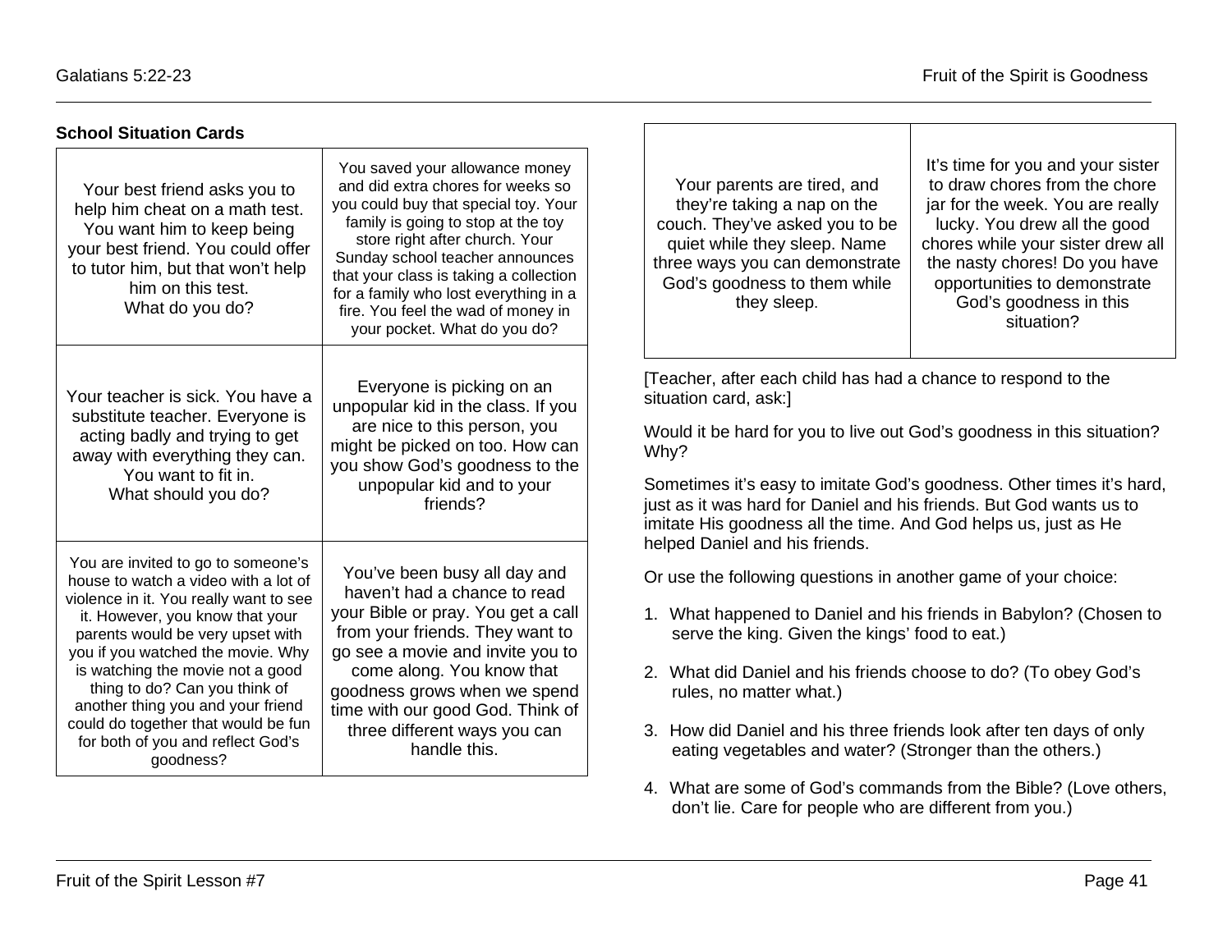**School Situation Cards**

| | |
|---|---|
| Your best friend asks you to help him cheat on a math test. You want him to keep being your best friend. You could offer to tutor him, but that won't help him on this test. What do you do? | You saved your allowance money and did extra chores for weeks so you could buy that special toy. Your family is going to stop at the toy store right after church. Your Sunday school teacher announces that your class is taking a collection for a family who lost everything in a fire. You feel the wad of money in your pocket. What do you do? |
| Your teacher is sick. You have a substitute teacher. Everyone is acting badly and trying to get away with everything they can. You want to fit in. What should you do? | Everyone is picking on an unpopular kid in the class. If you are nice to this person, you might be picked on too. How can you show God's goodness to the unpopular kid and to your friends? |
| You are invited to go to someone's house to watch a video with a lot of violence in it. You really want to see it. However, you know that your parents would be very upset with you if you watched the movie. Why is watching the movie not a good thing to do? Can you think of another thing you and your friend could do together that would be fun for both of you and reflect God's goodness? | You've been busy all day and haven't had a chance to read your Bible or pray. You get a call from your friends. They want to go see a movie and invite you to come along. You know that goodness grows when we spend time with our good God. Think of three different ways you can handle this. |
| Your parents are tired, and they're taking a nap on the couch. They've asked you to be quiet while they sleep. Name three ways you can demonstrate God's goodness to them while they sleep. | It's time for you and your sister to draw chores from the chore jar for the week. You are really lucky. You drew all the good chores while your sister drew all the nasty chores! Do you have opportunities to demonstrate God's goodness in this situation? |

[Teacher, after each child has had a chance to respond to the situation card, ask:]

Would it be hard for you to live out God's goodness in this situation? Why?

Sometimes it's easy to imitate God's goodness. Other times it's hard, just as it was hard for Daniel and his friends. But God wants us to imitate His goodness all the time. And God helps us, just as He helped Daniel and his friends.

Or use the following questions in another game of your choice:

1. What happened to Daniel and his friends in Babylon? (Chosen to serve the king. Given the kings' food to eat.)

2. What did Daniel and his friends choose to do? (To obey God's rules, no matter what.)

3. How did Daniel and his three friends look after ten days of only eating vegetables and water? (Stronger than the others.)

4. What are some of God's commands from the Bible? (Love others, don't lie. Care for people who are different from you.)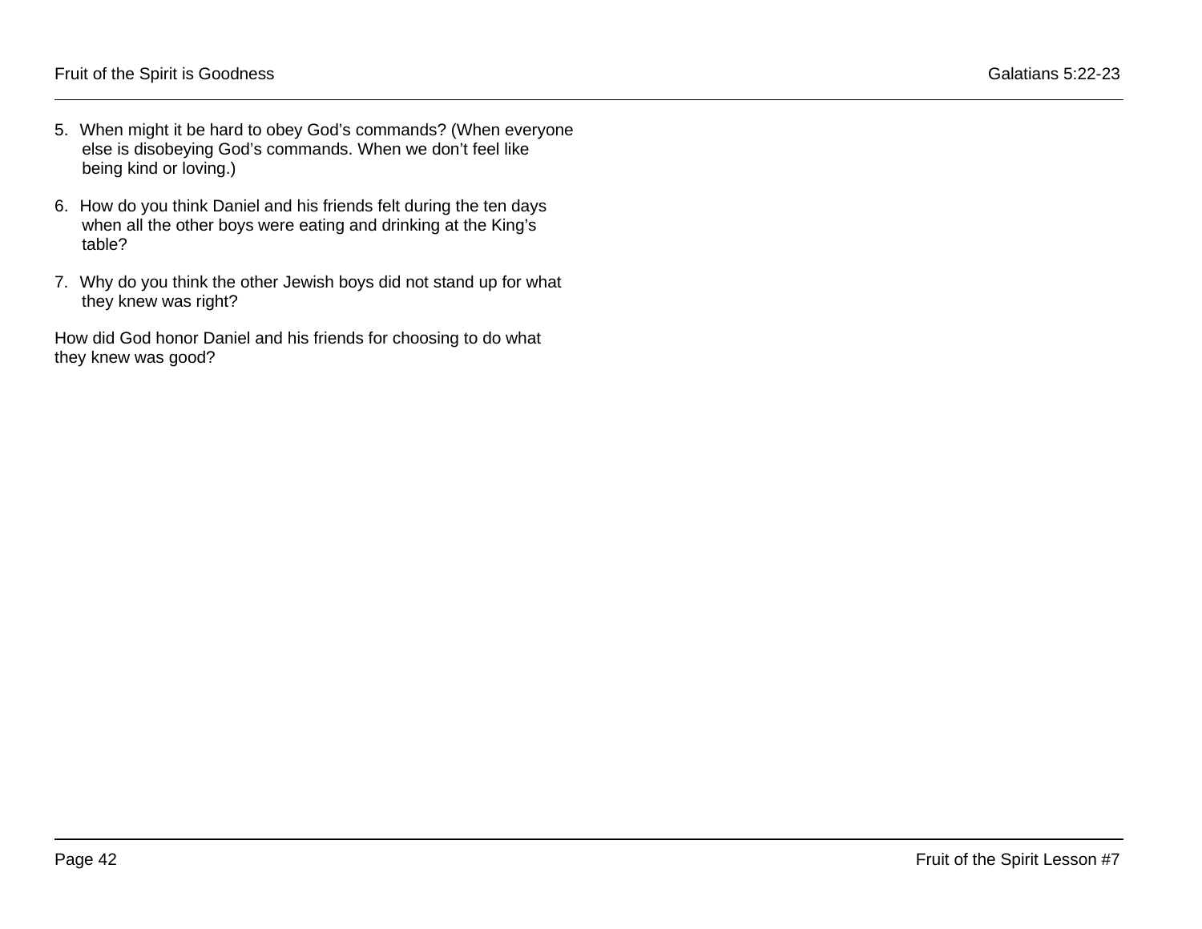5. When might it be hard to obey God's commands? (When everyone else is disobeying God's commands. When we don't feel like being kind or loving.)

6. How do you think Daniel and his friends felt during the ten days when all the other boys were eating and drinking at the King's table?

7. Why do you think the other Jewish boys did not stand up for what they knew was right?

How did God honor Daniel and his friends for choosing to do what they knew was good?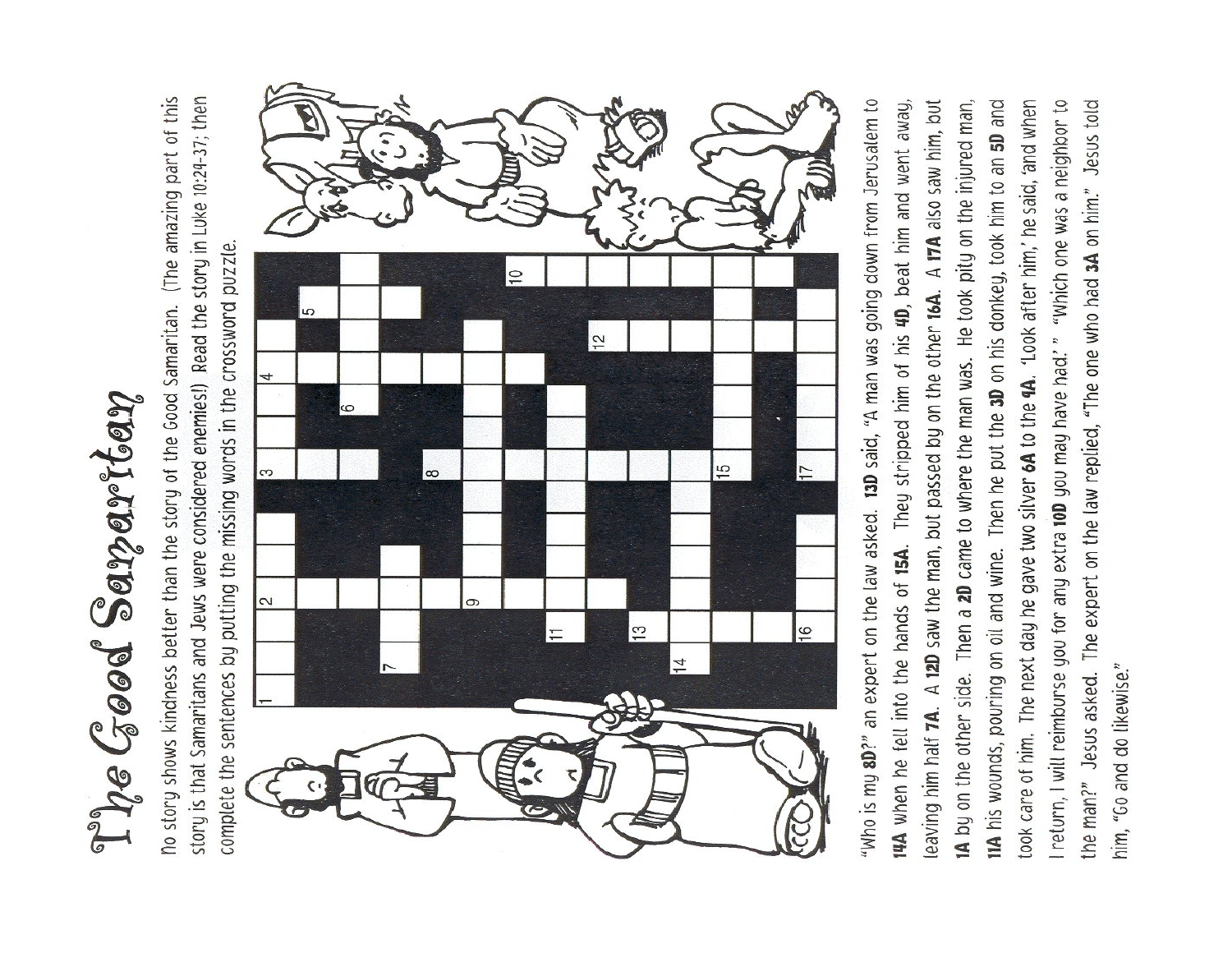# The Good Samaritan

No story shows kindness better than the story of the Good Samaritan. (The amazing part of this story is that Samaritans and Jews were considered enemies!) Read the story in Luke 10:24-37; then complete the sentences by putting the missing words in the crossword puzzle.

"Who is my **8D**?" an expert on the law asked. **13D** said, "A man was going down from Jerusalem to **14A** when he fell into the hands of **15A**. They stripped him of his **4D**, beat him and went away, leaving him half **7A**. A **12D** saw the man, but passed by on the other **16A**. A **17A** also saw him, but **1A** by on the other side. Then a **2D** came to where the man was. He took pity on the injured man, **11A** his wounds, pouring on oil and wine. Then he put the **3D** on his donkey, took him to an **5D** and took care of him. The next day he gave two silver **6A** to the **9A**. 'Look after him,' he said, 'and when I return, I will reimburse you for any extra **10D** you may have had.' " "Which one was a neighbor to the man?" Jesus asked. The expert on the law replied, "The one who had **3A** on him." Jesus told him, "Go and do likewise."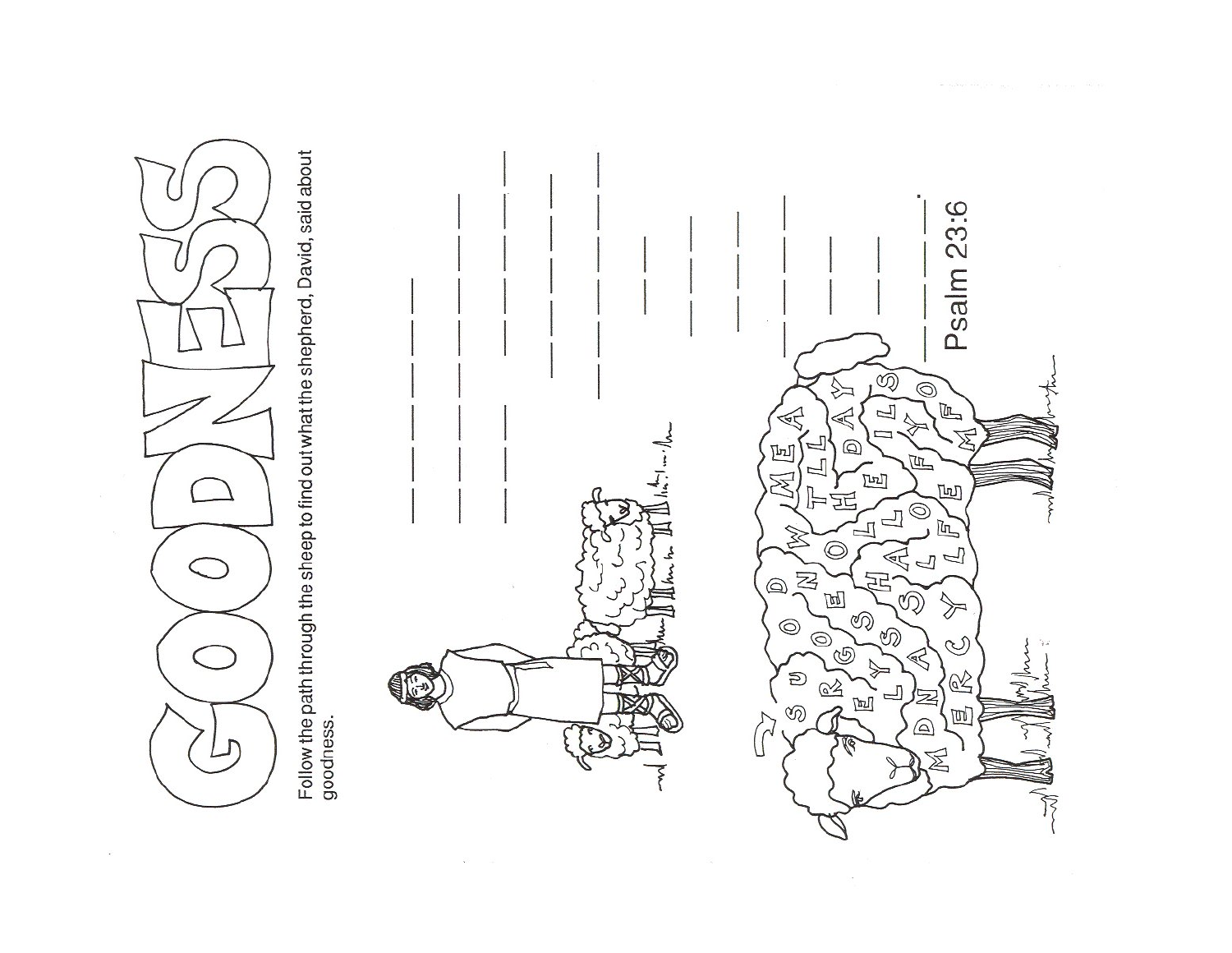# GOODNESS

Follow the path through the sheep to find out what the shepherd, David, said about goodness.

Psalm 23:6